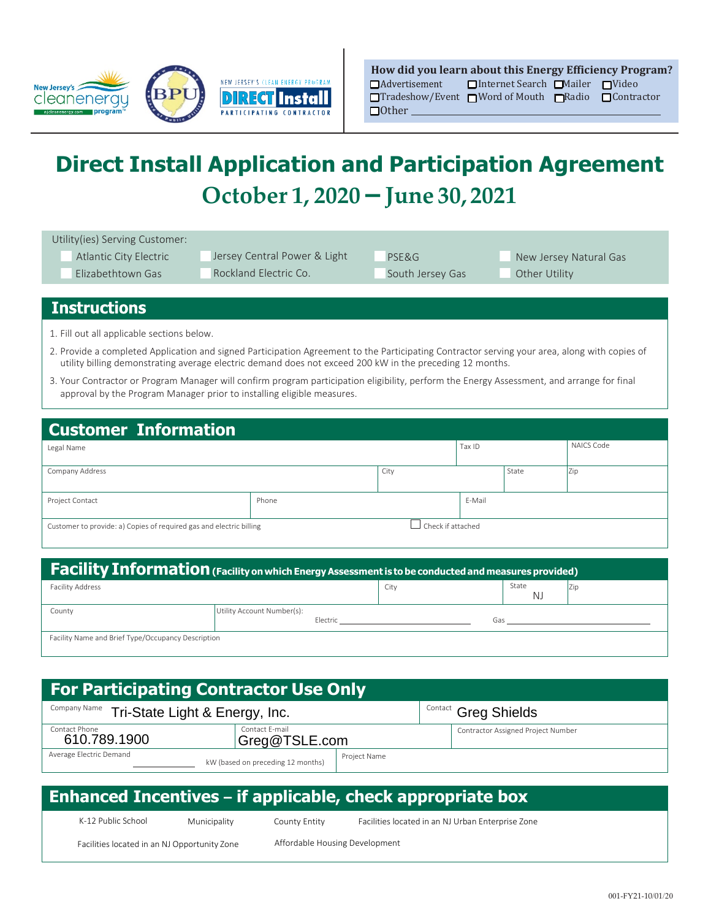**How did you learn about this Energy Efficiency Program?**
☐ Advertisement ☐ Internet Search ☐ Mailer ☐ Video
☐ Tradeshow/Event ☐ Word of Mouth ☐ Radio ☐ Contractor
☐ Other ______________________

# Direct Install Application and Participation Agreement

## October 1, 2020 – June 30, 2021

Utility(ies) Serving Customer:

☐ Atlantic City Electric ☐ Jersey Central Power & Light ☐ PSE&G ☐ New Jersey Natural Gas
☐ Elizabethtown Gas ☐ Rockland Electric Co. ☐ South Jersey Gas ☐ Other Utility

## Instructions

1. Fill out all applicable sections below.
2. Provide a completed Application and signed Participation Agreement to the Participating Contractor serving your area, along with copies of utility billing demonstrating average electric demand does not exceed 200 kW in the preceding 12 months.
3. Your Contractor or Program Manager will confirm program participation eligibility, perform the Energy Assessment, and arrange for final approval by the Program Manager prior to installing eligible measures.

## Customer Information

| Legal Name | | Tax ID | NAICS Code |
|---|---|---|---|
| Company Address | City | State | Zip |
| Project Contact | Phone | E-Mail | |
| Customer to provide: a) Copies of required gas and electric billing | ☐ Check if attached | | |

## Facility Information (Facility on which Energy Assessment is to be conducted and measures provided)

| Facility Address | City | State: NJ | Zip |
|---|---|---|---|
| County | Utility Account Number(s): Electric ______ | Gas ______ | |
| Facility Name and Brief Type/Occupancy Description | | | |

## For Participating Contractor Use Only

| Company Name: Tri-State Light & Energy, Inc. | | Contact: Greg Shields |
|---|---|---|
| Contact Phone: 610.789.1900 | Contact E-mail: Greg@TSLE.com | Contractor Assigned Project Number |
| Average Electric Demand ______ kW (based on preceding 12 months) | Project Name | |

## Enhanced Incentives – if applicable, check appropriate box

☐ K-12 Public School ☐ Municipality ☐ County Entity ☐ Facilities located in an NJ Urban Enterprise Zone

☐ Facilities located in an NJ Opportunity Zone ☐ Affordable Housing Development

001-FY21-10/01/20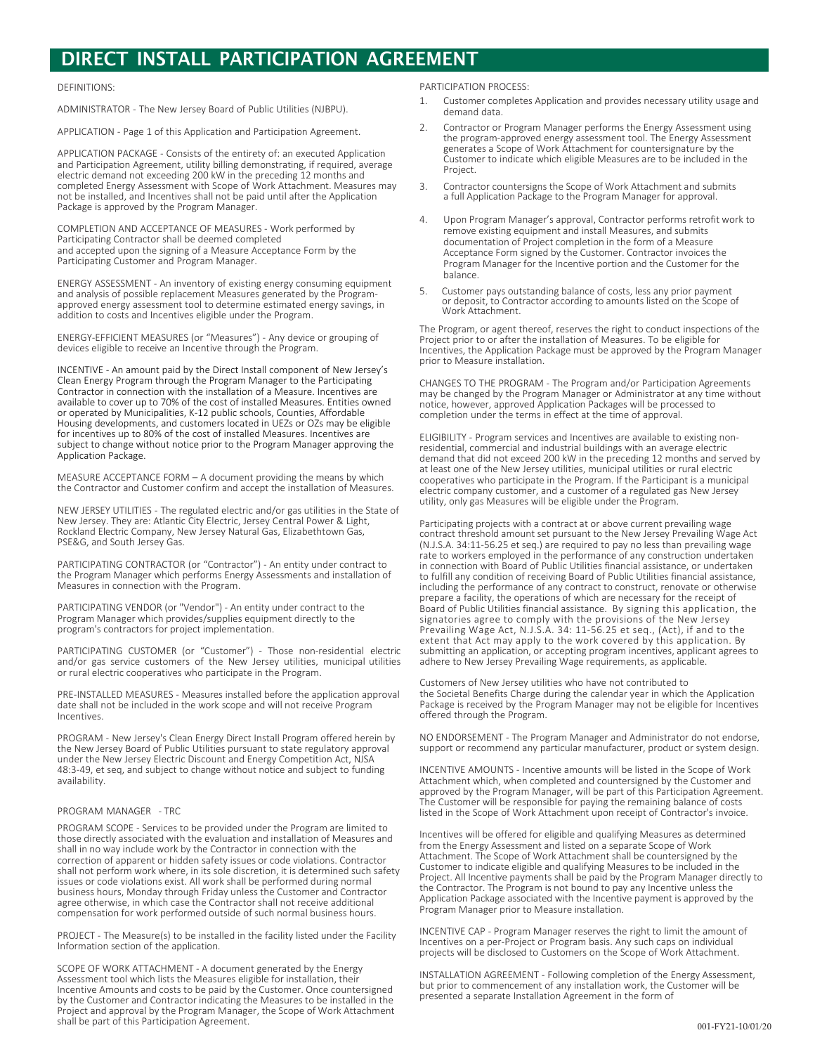# DIRECT INSTALL PARTICIPATION AGREEMENT

DEFINITIONS:

ADMINISTRATOR - The New Jersey Board of Public Utilities (NJBPU).

APPLICATION - Page 1 of this Application and Participation Agreement.

APPLICATION PACKAGE - Consists of the entirety of: an executed Application and Participation Agreement, utility billing demonstrating, if required, average electric demand not exceeding 200 kW in the preceding 12 months and completed Energy Assessment with Scope of Work Attachment. Measures may not be installed, and Incentives shall not be paid until after the Application Package is approved by the Program Manager.

COMPLETION AND ACCEPTANCE OF MEASURES - Work performed by Participating Contractor shall be deemed completed and accepted upon the signing of a Measure Acceptance Form by the Participating Customer and Program Manager.

ENERGY ASSESSMENT - An inventory of existing energy consuming equipment and analysis of possible replacement Measures generated by the Program-approved energy assessment tool to determine estimated energy savings, in addition to costs and Incentives eligible under the Program.

ENERGY-EFFICIENT MEASURES (or "Measures") - Any device or grouping of devices eligible to receive an Incentive through the Program.

INCENTIVE - An amount paid by the Direct Install component of New Jersey's Clean Energy Program through the Program Manager to the Participating Contractor in connection with the installation of a Measure. Incentives are available to cover up to 70% of the cost of installed Measures. Entities owned or operated by Municipalities, K-12 public schools, Counties, Affordable Housing developments, and customers located in UEZs or OZs may be eligible for incentives up to 80% of the cost of installed Measures. Incentives are subject to change without notice prior to the Program Manager approving the Application Package.

MEASURE ACCEPTANCE FORM – A document providing the means by which the Contractor and Customer confirm and accept the installation of Measures.

NEW JERSEY UTILITIES - The regulated electric and/or gas utilities in the State of New Jersey. They are: Atlantic City Electric, Jersey Central Power & Light, Rockland Electric Company, New Jersey Natural Gas, Elizabethtown Gas, PSE&G, and South Jersey Gas.

PARTICIPATING CONTRACTOR (or "Contractor") - An entity under contract to the Program Manager which performs Energy Assessments and installation of Measures in connection with the Program.

PARTICIPATING VENDOR (or "Vendor") - An entity under contract to the Program Manager which provides/supplies equipment directly to the program's contractors for project implementation.

PARTICIPATING CUSTOMER (or "Customer") - Those non-residential electric and/or gas service customers of the New Jersey utilities, municipal utilities or rural electric cooperatives who participate in the Program.

PRE-INSTALLED MEASURES - Measures installed before the application approval date shall not be included in the work scope and will not receive Program Incentives.

PROGRAM - New Jersey's Clean Energy Direct Install Program offered herein by the New Jersey Board of Public Utilities pursuant to state regulatory approval under the New Jersey Electric Discount and Energy Competition Act, NJSA 48:3-49, et seq, and subject to change without notice and subject to funding availability.

PROGRAM MANAGER - TRC

PROGRAM SCOPE - Services to be provided under the Program are limited to those directly associated with the evaluation and installation of Measures and shall in no way include work by the Contractor in connection with the correction of apparent or hidden safety issues or code violations. Contractor shall not perform work where, in its sole discretion, it is determined such safety issues or code violations exist. All work shall be performed during normal business hours, Monday through Friday unless the Customer and Contractor agree otherwise, in which case the Contractor shall not receive additional compensation for work performed outside of such normal business hours.

PROJECT - The Measure(s) to be installed in the facility listed under the Facility Information section of the application.

SCOPE OF WORK ATTACHMENT - A document generated by the Energy Assessment tool which lists the Measures eligible for installation, their Incentive Amounts and costs to be paid by the Customer. Once countersigned by the Customer and Contractor indicating the Measures to be installed in the Project and approval by the Program Manager, the Scope of Work Attachment shall be part of this Participation Agreement.

PARTICIPATION PROCESS:

1. Customer completes Application and provides necessary utility usage and demand data.
2. Contractor or Program Manager performs the Energy Assessment using the program-approved energy assessment tool. The Energy Assessment generates a Scope of Work Attachment for countersignature by the Customer to indicate which eligible Measures are to be included in the Project.
3. Contractor countersigns the Scope of Work Attachment and submits a full Application Package to the Program Manager for approval.
4. Upon Program Manager's approval, Contractor performs retrofit work to remove existing equipment and install Measures, and submits documentation of Project completion in the form of a Measure Acceptance Form signed by the Customer. Contractor invoices the Program Manager for the Incentive portion and the Customer for the balance.
5. Customer pays outstanding balance of costs, less any prior payment or deposit, to Contractor according to amounts listed on the Scope of Work Attachment.

The Program, or agent thereof, reserves the right to conduct inspections of the Project prior to or after the installation of Measures. To be eligible for Incentives, the Application Package must be approved by the Program Manager prior to Measure installation.

CHANGES TO THE PROGRAM - The Program and/or Participation Agreements may be changed by the Program Manager or Administrator at any time without notice, however, approved Application Packages will be processed to completion under the terms in effect at the time of approval.

ELIGIBILITY - Program services and Incentives are available to existing non-residential, commercial and industrial buildings with an average electric demand that did not exceed 200 kW in the preceding 12 months and served by at least one of the New Jersey utilities, municipal utilities or rural electric cooperatives who participate in the Program. If the Participant is a municipal electric company customer, and a customer of a regulated gas New Jersey utility, only gas Measures will be eligible under the Program.

Participating projects with a contract at or above current prevailing wage contract threshold amount set pursuant to the New Jersey Prevailing Wage Act (N.J.S.A. 34:11-56.25 et seq.) are required to pay no less than prevailing wage rate to workers employed in the performance of any construction undertaken in connection with Board of Public Utilities financial assistance, or undertaken to fulfill any condition of receiving Board of Public Utilities financial assistance, including the performance of any contract to construct, renovate or otherwise prepare a facility, the operations of which are necessary for the receipt of Board of Public Utilities financial assistance. By signing this application, the signatories agree to comply with the provisions of the New Jersey Prevailing Wage Act, N.J.S.A. 34: 11-56.25 et seq., (Act), if and to the extent that Act may apply to the work covered by this application. By submitting an application, or accepting program incentives, applicant agrees to adhere to New Jersey Prevailing Wage requirements, as applicable.

Customers of New Jersey utilities who have not contributed to the Societal Benefits Charge during the calendar year in which the Application Package is received by the Program Manager may not be eligible for Incentives offered through the Program.

NO ENDORSEMENT - The Program Manager and Administrator do not endorse, support or recommend any particular manufacturer, product or system design.

INCENTIVE AMOUNTS - Incentive amounts will be listed in the Scope of Work Attachment which, when completed and countersigned by the Customer and approved by the Program Manager, will be part of this Participation Agreement. The Customer will be responsible for paying the remaining balance of costs listed in the Scope of Work Attachment upon receipt of Contractor's invoice.

Incentives will be offered for eligible and qualifying Measures as determined from the Energy Assessment and listed on a separate Scope of Work Attachment. The Scope of Work Attachment shall be countersigned by the Customer to indicate eligible and qualifying Measures to be included in the Project. All Incentive payments shall be paid by the Program Manager directly to the Contractor. The Program is not bound to pay any Incentive unless the Application Package associated with the Incentive payment is approved by the Program Manager prior to Measure installation.

INCENTIVE CAP - Program Manager reserves the right to limit the amount of Incentives on a per-Project or Program basis. Any such caps on individual projects will be disclosed to Customers on the Scope of Work Attachment.

INSTALLATION AGREEMENT - Following completion of the Energy Assessment, but prior to commencement of any installation work, the Customer will be presented a separate Installation Agreement in the form of

001-FY21-10/01/20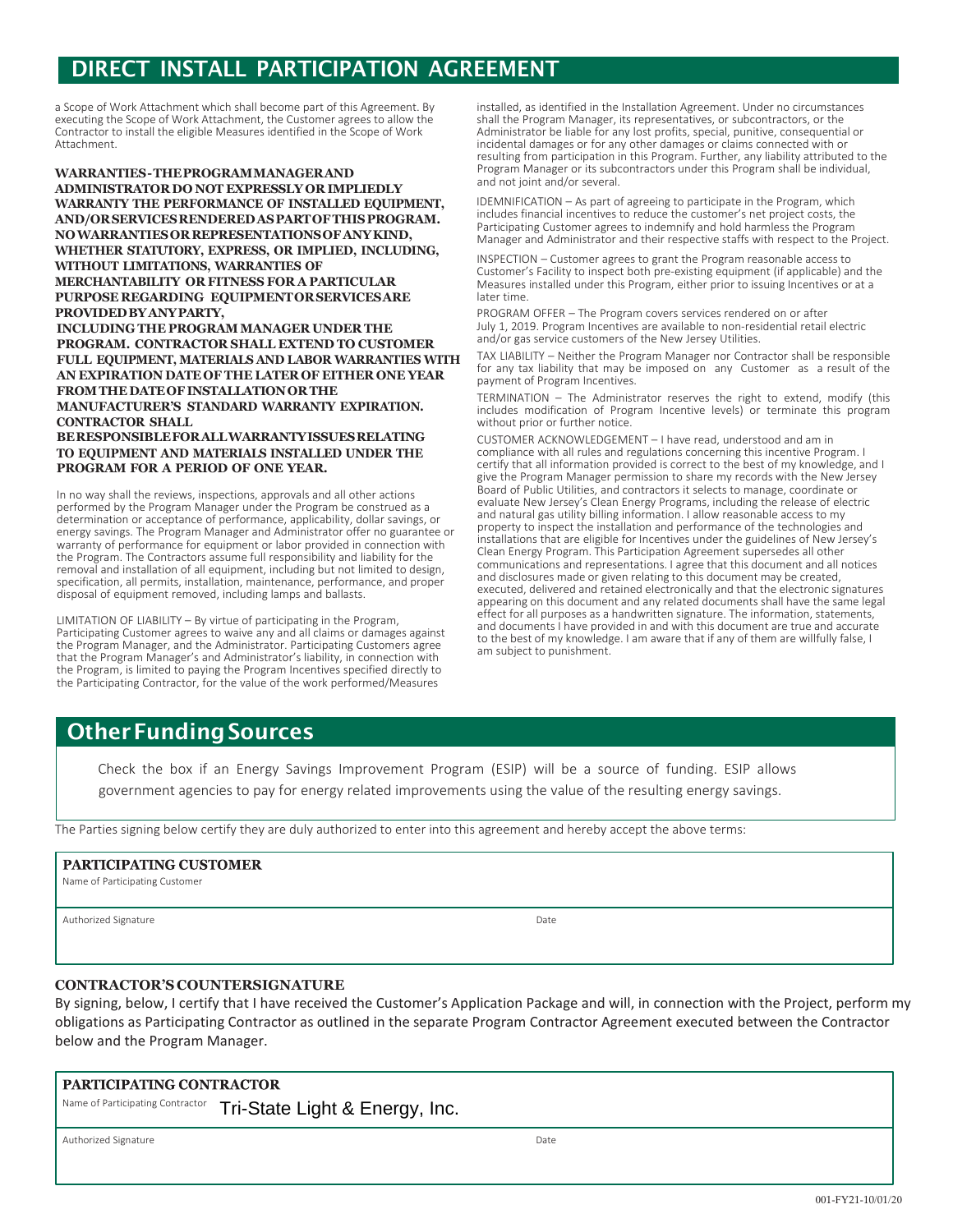# DIRECT INSTALL PARTICIPATION AGREEMENT

a Scope of Work Attachment which shall become part of this Agreement. By executing the Scope of Work Attachment, the Customer agrees to allow the Contractor to install the eligible Measures identified in the Scope of Work Attachment.

**WARRANTIES - THE PROGRAM MANAGER AND ADMINISTRATOR DO NOT EXPRESSLY OR IMPLIEDLY WARRANTY THE PERFORMANCE OF INSTALLED EQUIPMENT, AND/OR SERVICES RENDERED AS PART OF THIS PROGRAM. NO WARRANTIES OR REPRESENTATIONS OF ANY KIND, WHETHER STATUTORY, EXPRESS, OR IMPLIED, INCLUDING, WITHOUT LIMITATIONS, WARRANTIES OF MERCHANTABILITY OR FITNESS FOR A PARTICULAR PURPOSE REGARDING EQUIPMENT OR SERVICES ARE PROVIDED BY ANY PARTY, INCLUDING THE PROGRAM MANAGER UNDER THE PROGRAM. CONTRACTOR SHALL EXTEND TO CUSTOMER FULL EQUIPMENT, MATERIALS AND LABOR WARRANTIES WITH AN EXPIRATION DATE OF THE LATER OF EITHER ONE YEAR FROM THE DATE OF INSTALLATION OR THE MANUFACTURER'S STANDARD WARRANTY EXPIRATION. CONTRACTOR SHALL BE RESPONSIBLE FOR ALL WARRANTY ISSUES RELATING TO EQUIPMENT AND MATERIALS INSTALLED UNDER THE PROGRAM FOR A PERIOD OF ONE YEAR.**

In no way shall the reviews, inspections, approvals and all other actions performed by the Program Manager under the Program be construed as a determination or acceptance of performance, applicability, dollar savings, or energy savings. The Program Manager and Administrator offer no guarantee or warranty of performance for equipment or labor provided in connection with the Program. The Contractors assume full responsibility and liability for the removal and installation of all equipment, including but not limited to design, specification, all permits, installation, maintenance, performance, and proper disposal of equipment removed, including lamps and ballasts.

LIMITATION OF LIABILITY – By virtue of participating in the Program, Participating Customer agrees to waive any and all claims or damages against the Program Manager, and the Administrator. Participating Customers agree that the Program Manager's and Administrator's liability, in connection with the Program, is limited to paying the Program Incentives specified directly to the Participating Contractor, for the value of the work performed/Measures installed, as identified in the Installation Agreement. Under no circumstances shall the Program Manager, its representatives, or subcontractors, or the Administrator be liable for any lost profits, special, punitive, consequential or incidental damages or for any other damages or claims connected with or resulting from participation in this Program. Further, any liability attributed to the Program Manager or its subcontractors under this Program shall be individual, and not joint and/or several.

IDEMNIFICATION – As part of agreeing to participate in the Program, which includes financial incentives to reduce the customer's net project costs, the Participating Customer agrees to indemnify and hold harmless the Program Manager and Administrator and their respective staffs with respect to the Project.

INSPECTION – Customer agrees to grant the Program reasonable access to Customer's Facility to inspect both pre-existing equipment (if applicable) and the Measures installed under this Program, either prior to issuing Incentives or at a later time.

PROGRAM OFFER – The Program covers services rendered on or after July 1, 2019. Program Incentives are available to non-residential retail electric and/or gas service customers of the New Jersey Utilities.

TAX LIABILITY – Neither the Program Manager nor Contractor shall be responsible for any tax liability that may be imposed on any Customer as a result of the payment of Program Incentives.

TERMINATION – The Administrator reserves the right to extend, modify (this includes modification of Program Incentive levels) or terminate this program without prior or further notice.

CUSTOMER ACKNOWLEDGEMENT – I have read, understood and am in compliance with all rules and regulations concerning this incentive Program. I certify that all information provided is correct to the best of my knowledge, and I give the Program Manager permission to share my records with the New Jersey Board of Public Utilities, and contractors it selects to manage, coordinate or evaluate New Jersey's Clean Energy Programs, including the release of electric and natural gas utility billing information. I allow reasonable access to my property to inspect the installation and performance of the technologies and installations that are eligible for Incentives under the guidelines of New Jersey's Clean Energy Program. This Participation Agreement supersedes all other communications and representations. I agree that this document and all notices and disclosures made or given relating to this document may be created, executed, delivered and retained electronically and that the electronic signatures appearing on this document and any related documents shall have the same legal effect for all purposes as a handwritten signature. The information, statements, and documents I have provided in and with this document are true and accurate to the best of my knowledge. I am aware that if any of them are willfully false, I am subject to punishment.

## Other Funding Sources

Check the box if an Energy Savings Improvement Program (ESIP) will be a source of funding. ESIP allows government agencies to pay for energy related improvements using the value of the resulting energy savings.

The Parties signing below certify they are duly authorized to enter into this agreement and hereby accept the above terms:

**PARTICIPATING CUSTOMER**

Name of Participating Customer

Authorized Signature | Date

**CONTRACTOR'S COUNTERSIGNATURE**

By signing, below, I certify that I have received the Customer's Application Package and will, in connection with the Project, perform my obligations as Participating Contractor as outlined in the separate Program Contractor Agreement executed between the Contractor below and the Program Manager.

**PARTICIPATING CONTRACTOR**

Name of Participating Contractor: Tri-State Light & Energy, Inc.

Authorized Signature | Date

001-FY21-10/01/20